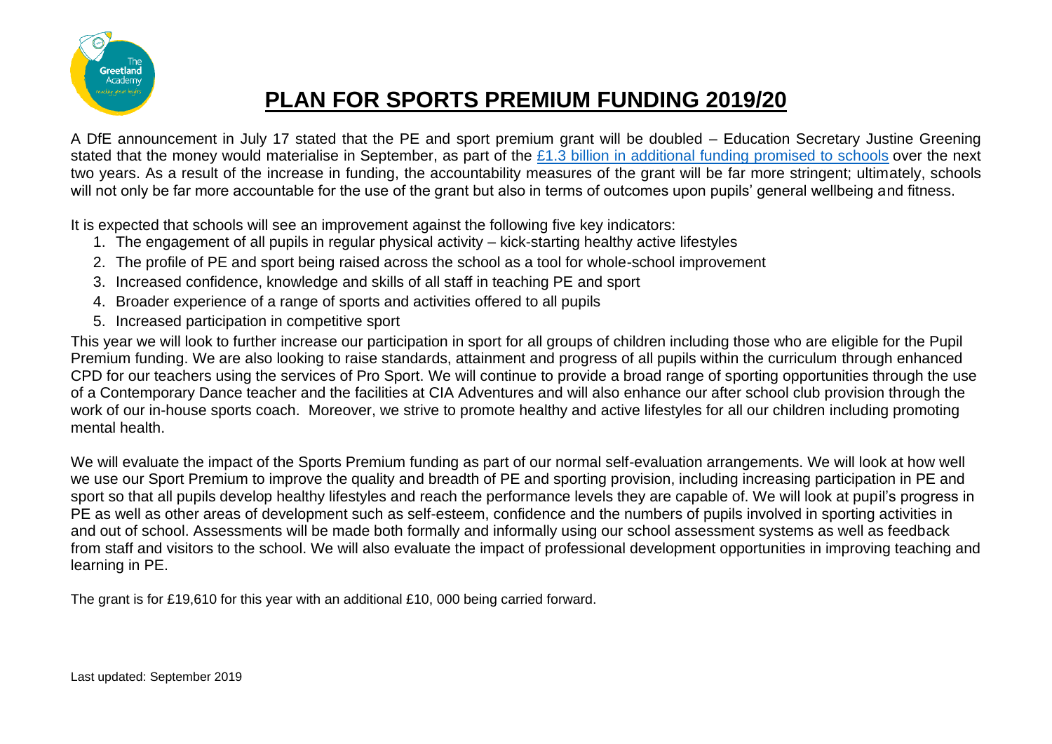# PLAN FOR SPORTS PREMIUM FUNDING 2019/20

A DfE announcement in July 17 stated that the PE and sport premium grant will be doubled – Education Secretary Justine Greening stated that the money would materialise in September, as part of the [£1.3 billion in additional funding promised to schools] over the next two years. As a result of the increase in funding, the accountability measures of the grant will be far more stringent; ultimately, schools will not only be far more accountable for the use of the grant but also in terms of outcomes upon pupils' general wellbeing and fitness.

It is expected that schools will see an improvement against the following five key indicators:

1. The engagement of all pupils in regular physical activity – kick-starting healthy active lifestyles
2. The profile of PE and sport being raised across the school as a tool for whole-school improvement
3. Increased confidence, knowledge and skills of all staff in teaching PE and sport
4. Broader experience of a range of sports and activities offered to all pupils
5. Increased participation in competitive sport

This year we will look to further increase our participation in sport for all groups of children including those who are eligible for the Pupil Premium funding. We are also looking to raise standards, attainment and progress of all pupils within the curriculum through enhanced CPD for our teachers using the services of Pro Sport. We will continue to provide a broad range of sporting opportunities through the use of a Contemporary Dance teacher and the facilities at CIA Adventures and will also enhance our after school club provision through the work of our in-house sports coach. Moreover, we strive to promote healthy and active lifestyles for all our children including promoting mental health.

We will evaluate the impact of the Sports Premium funding as part of our normal self-evaluation arrangements. We will look at how well we use our Sport Premium to improve the quality and breadth of PE and sporting provision, including increasing participation in PE and sport so that all pupils develop healthy lifestyles and reach the performance levels they are capable of. We will look at pupil's progress in PE as well as other areas of development such as self-esteem, confidence and the numbers of pupils involved in sporting activities in and out of school. Assessments will be made both formally and informally using our school assessment systems as well as feedback from staff and visitors to the school. We will also evaluate the impact of professional development opportunities in improving teaching and learning in PE.

The grant is for £19,610 for this year with an additional £10, 000 being carried forward.

Last updated: September 2019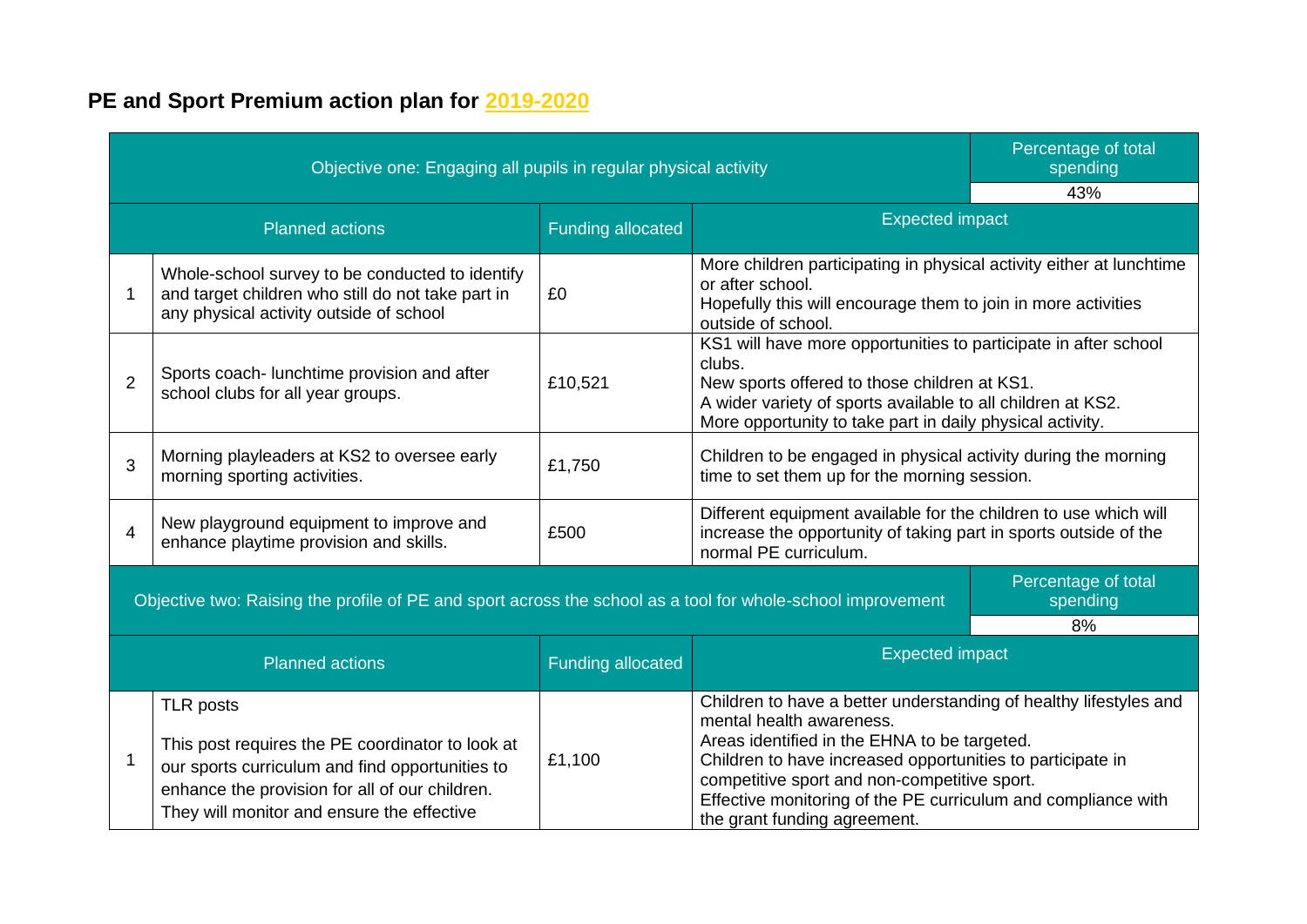## PE and Sport Premium action plan for 2019-2020

| Objective one: Engaging all pupils in regular physical activity | | | Percentage of total spending 43% |
|---|---|---|---|
| **Planned actions** | | **Funding allocated** | **Expected impact** |
| 1 | Whole-school survey to be conducted to identify and target children who still do not take part in any physical activity outside of school | £0 | More children participating in physical activity either at lunchtime or after school.<br>Hopefully this will encourage them to join in more activities outside of school. |
| 2 | Sports coach- lunchtime provision and after school clubs for all year groups. | £10,521 | KS1 will have more opportunities to participate in after school clubs.<br>New sports offered to those children at KS1.<br>A wider variety of sports available to all children at KS2.<br>More opportunity to take part in daily physical activity. |
| 3 | Morning playleaders at KS2 to oversee early morning sporting activities. | £1,750 | Children to be engaged in physical activity during the morning time to set them up for the morning session. |
| 4 | New playground equipment to improve and enhance playtime provision and skills. | £500 | Different equipment available for the children to use which will increase the opportunity of taking part in sports outside of the normal PE curriculum. |

| Objective two: Raising the profile of PE and sport across the school as a tool for whole-school improvement | | | Percentage of total spending 8% |
|---|---|---|---|
| **Planned actions** | | **Funding allocated** | **Expected impact** |
| 1 | TLR posts<br><br>This post requires the PE coordinator to look at our sports curriculum and find opportunities to enhance the provision for all of our children. They will monitor and ensure the effective | £1,100 | Children to have a better understanding of healthy lifestyles and mental health awareness.<br>Areas identified in the EHNA to be targeted.<br>Children to have increased opportunities to participate in competitive sport and non-competitive sport.<br>Effective monitoring of the PE curriculum and compliance with the grant funding agreement. |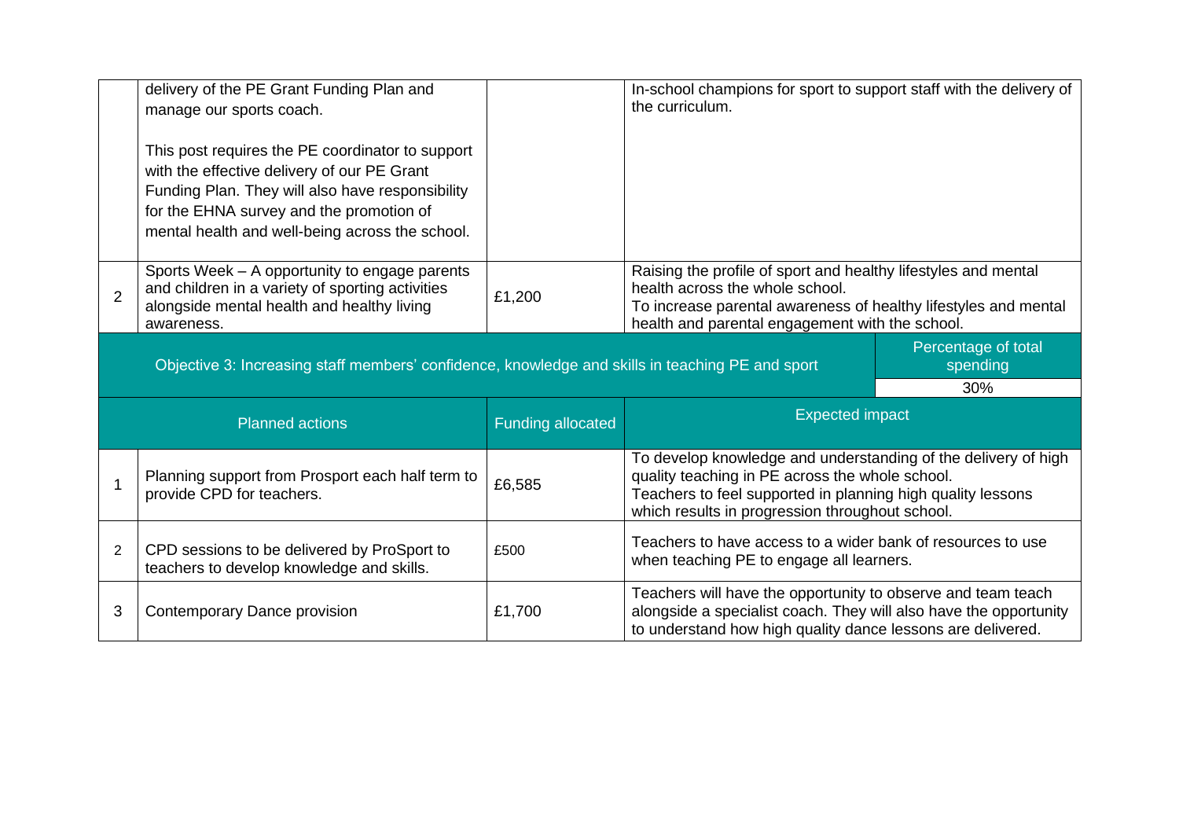| | Planned actions | Funding allocated | Expected impact | |
|---|---|---|---|---|
| | delivery of the PE Grant Funding Plan and manage our sports coach.<br><br>This post requires the PE coordinator to support with the effective delivery of our PE Grant Funding Plan. They will also have responsibility for the EHNA survey and the promotion of mental health and well-being across the school. | | In-school champions for sport to support staff with the delivery of the curriculum. | |
| 2 | Sports Week – A opportunity to engage parents and children in a variety of sporting activities alongside mental health and healthy living awareness. | £1,200 | Raising the profile of sport and healthy lifestyles and mental health across the whole school.<br>To increase parental awareness of healthy lifestyles and mental health and parental engagement with the school. | |

| Objective 3: Increasing staff members' confidence, knowledge and skills in teaching PE and sport | | | | Percentage of total spending |
|---|---|---|---|---|
| | | | | 30% |
| | **Planned actions** | **Funding allocated** | **Expected impact** | |
| 1 | Planning support from Prosport each half term to provide CPD for teachers. | £6,585 | To develop knowledge and understanding of the delivery of high quality teaching in PE across the whole school.<br>Teachers to feel supported in planning high quality lessons which results in progression throughout school. | |
| 2 | CPD sessions to be delivered by ProSport to teachers to develop knowledge and skills. | £500 | Teachers to have access to a wider bank of resources to use when teaching PE to engage all learners. | |
| 3 | Contemporary Dance provision | £1,700 | Teachers will have the opportunity to observe and team teach alongside a specialist coach. They will also have the opportunity to understand how high quality dance lessons are delivered. | |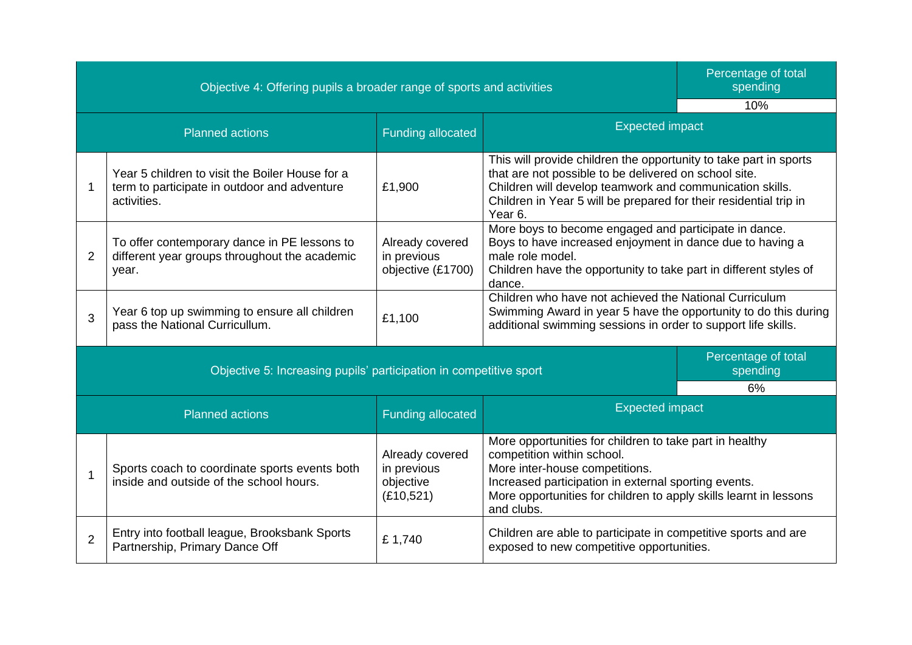| Objective 4: Offering pupils a broader range of sports and activities | | | Percentage of total spending |
|---|---|---|---|
| | | | 10% |
| Planned actions | | Funding allocated | Expected impact |
| 1 | Year 5 children to visit the Boiler House for a term to participate in outdoor and adventure activities. | £1,900 | This will provide children the opportunity to take part in sports that are not possible to be delivered on school site.<br>Children will develop teamwork and communication skills.<br>Children in Year 5 will be prepared for their residential trip in Year 6. |
| 2 | To offer contemporary dance in PE lessons to different year groups throughout the academic year. | Already covered in previous objective (£1700) | More boys to become engaged and participate in dance.<br>Boys to have increased enjoyment in dance due to having a male role model.<br>Children have the opportunity to take part in different styles of dance. |
| 3 | Year 6 top up swimming to ensure all children pass the National Curricullum. | £1,100 | Children who have not achieved the National Curriculum Swimming Award in year 5 have the opportunity to do this during additional swimming sessions in order to support life skills. |

| Objective 5: Increasing pupils' participation in competitive sport | | | Percentage of total spending |
|---|---|---|---|
| | | | 6% |
| Planned actions | | Funding allocated | Expected impact |
| 1 | Sports coach to coordinate sports events both inside and outside of the school hours. | Already covered in previous objective (£10,521) | More opportunities for children to take part in healthy competition within school.<br>More inter-house competitions.<br>Increased participation in external sporting events.<br>More opportunities for children to apply skills learnt in lessons and clubs. |
| 2 | Entry into football league, Brooksbank Sports Partnership, Primary Dance Off | £ 1,740 | Children are able to participate in competitive sports and are exposed to new competitive opportunities. |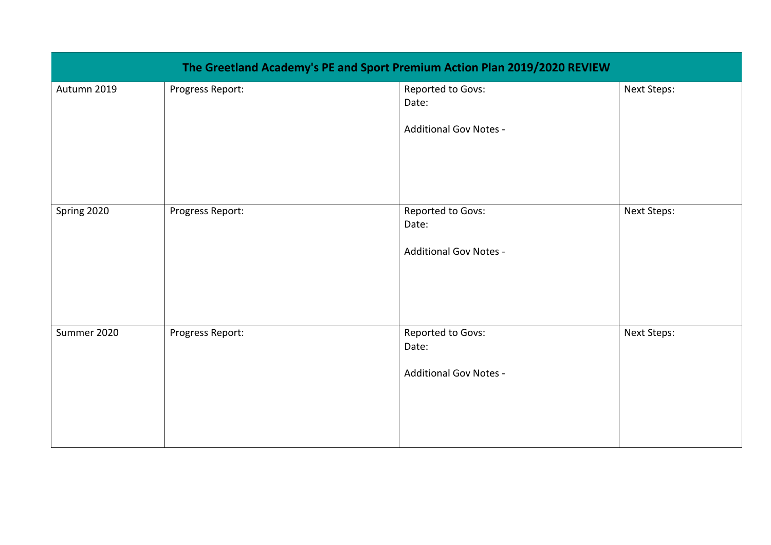| The Greetland Academy's PE and Sport Premium Action Plan 2019/2020 REVIEW | | | |
|---|---|---|---|
| Autumn 2019 | Progress Report: | Reported to Govs:<br>Date:<br><br>Additional Gov Notes - | Next Steps: |
| Spring 2020 | Progress Report: | Reported to Govs:<br>Date:<br><br>Additional Gov Notes - | Next Steps: |
| Summer 2020 | Progress Report: | Reported to Govs:<br>Date:<br><br>Additional Gov Notes - | Next Steps: |